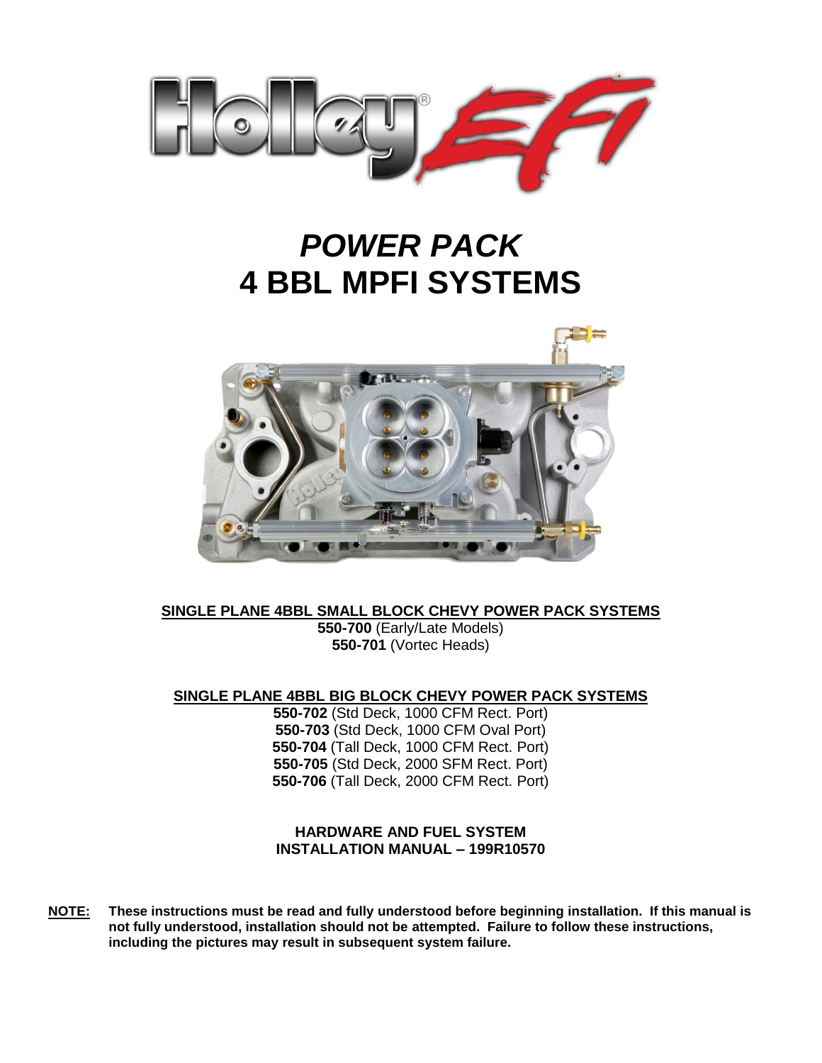# POWER PACK
# 4 BBL MPFI SYSTEMS

**SINGLE PLANE 4BBL SMALL BLOCK CHEVY POWER PACK SYSTEMS**

**550-700** (Early/Late Models)
**550-701** (Vortec Heads)

**SINGLE PLANE 4BBL BIG BLOCK CHEVY POWER PACK SYSTEMS**

**550-702** (Std Deck, 1000 CFM Rect. Port)
**550-703** (Std Deck, 1000 CFM Oval Port)
**550-704** (Tall Deck, 1000 CFM Rect. Port)
**550-705** (Std Deck, 2000 SFM Rect. Port)
**550-706** (Tall Deck, 2000 CFM Rect. Port)

**HARDWARE AND FUEL SYSTEM**
**INSTALLATION MANUAL – 199R10570**

**NOTE: These instructions must be read and fully understood before beginning installation. If this manual is not fully understood, installation should not be attempted. Failure to follow these instructions, including the pictures may result in subsequent system failure.**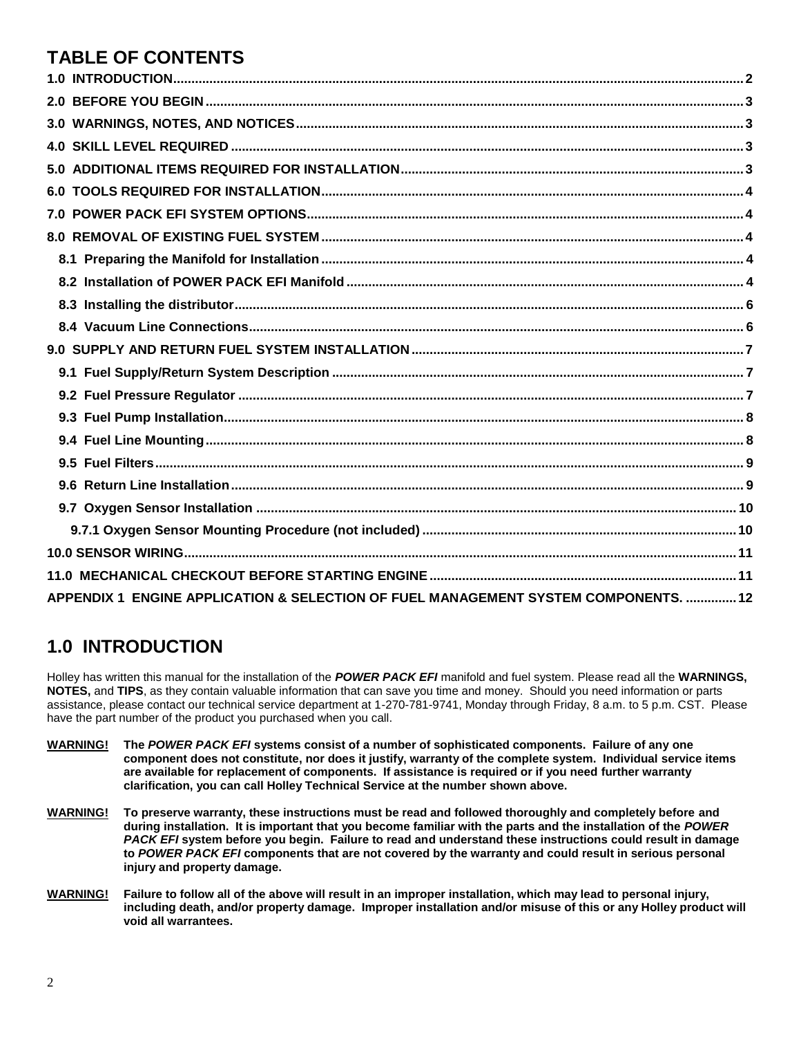## TABLE OF CONTENTS

**1.0 INTRODUCTION** ... 2
**2.0 BEFORE YOU BEGIN** ... 3
**3.0 WARNINGS, NOTES, AND NOTICES** ... 3
**4.0 SKILL LEVEL REQUIRED** ... 3
**5.0 ADDITIONAL ITEMS REQUIRED FOR INSTALLATION** ... 3
**6.0 TOOLS REQUIRED FOR INSTALLATION** ... 4
**7.0 POWER PACK EFI SYSTEM OPTIONS** ... 4
**8.0 REMOVAL OF EXISTING FUEL SYSTEM** ... 4
- **8.1 Preparing the Manifold for Installation** ... 4
- **8.2 Installation of POWER PACK EFI Manifold** ... 4
- **8.3 Installing the distributor** ... 6
- **8.4 Vacuum Line Connections** ... 6

**9.0 SUPPLY AND RETURN FUEL SYSTEM INSTALLATION** ... 7
- **9.1 Fuel Supply/Return System Description** ... 7
- **9.2 Fuel Pressure Regulator** ... 7
- **9.3 Fuel Pump Installation** ... 8
- **9.4 Fuel Line Mounting** ... 8
- **9.5 Fuel Filters** ... 9
- **9.6 Return Line Installation** ... 9
- **9.7 Oxygen Sensor Installation** ... 10
  - **9.7.1 Oxygen Sensor Mounting Procedure (not included)** ... 10

**10.0 SENSOR WIRING** ... 11
**11.0 MECHANICAL CHECKOUT BEFORE STARTING ENGINE** ... 11
**APPENDIX 1 ENGINE APPLICATION & SELECTION OF FUEL MANAGEMENT SYSTEM COMPONENTS.** ... 12

## 1.0 INTRODUCTION

Holley has written this manual for the installation of the ***POWER PACK EFI*** manifold and fuel system. Please read all the **WARNINGS, NOTES,** and **TIPS**, as they contain valuable information that can save you time and money. Should you need information or parts assistance, please contact our technical service department at 1-270-781-9741, Monday through Friday, 8 a.m. to 5 p.m. CST. Please have the part number of the product you purchased when you call.

**WARNING! The *POWER PACK EFI* systems consist of a number of sophisticated components. Failure of any one component does not constitute, nor does it justify, warranty of the complete system. Individual service items are available for replacement of components. If assistance is required or if you need further warranty clarification, you can call Holley Technical Service at the number shown above.**

**WARNING! To preserve warranty, these instructions must be read and followed thoroughly and completely before and during installation. It is important that you become familiar with the parts and the installation of the *POWER PACK EFI* system before you begin. Failure to read and understand these instructions could result in damage to *POWER PACK EFI* components that are not covered by the warranty and could result in serious personal injury and property damage.**

**WARNING! Failure to follow all of the above will result in an improper installation, which may lead to personal injury, including death, and/or property damage. Improper installation and/or misuse of this or any Holley product will void all warrantees.**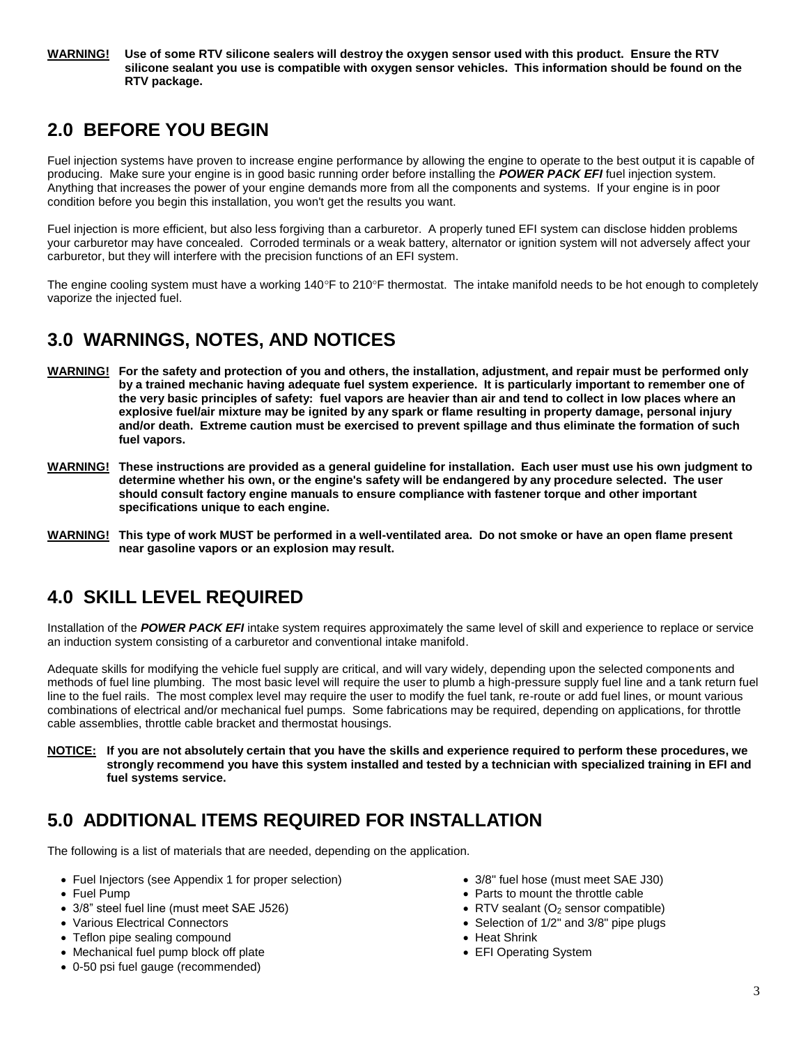**WARNING!** **Use of some RTV silicone sealers will destroy the oxygen sensor used with this product. Ensure the RTV silicone sealant you use is compatible with oxygen sensor vehicles. This information should be found on the RTV package.**

## 2.0 BEFORE YOU BEGIN

Fuel injection systems have proven to increase engine performance by allowing the engine to operate to the best output it is capable of producing. Make sure your engine is in good basic running order before installing the ***POWER PACK EFI*** fuel injection system. Anything that increases the power of your engine demands more from all the components and systems. If your engine is in poor condition before you begin this installation, you won't get the results you want.

Fuel injection is more efficient, but also less forgiving than a carburetor. A properly tuned EFI system can disclose hidden problems your carburetor may have concealed. Corroded terminals or a weak battery, alternator or ignition system will not adversely affect your carburetor, but they will interfere with the precision functions of an EFI system.

The engine cooling system must have a working 140°F to 210°F thermostat. The intake manifold needs to be hot enough to completely vaporize the injected fuel.

## 3.0 WARNINGS, NOTES, AND NOTICES

**WARNING!** **For the safety and protection of you and others, the installation, adjustment, and repair must be performed only by a trained mechanic having adequate fuel system experience. It is particularly important to remember one of the very basic principles of safety: fuel vapors are heavier than air and tend to collect in low places where an explosive fuel/air mixture may be ignited by any spark or flame resulting in property damage, personal injury and/or death. Extreme caution must be exercised to prevent spillage and thus eliminate the formation of such fuel vapors.**

**WARNING!** **These instructions are provided as a general guideline for installation. Each user must use his own judgment to determine whether his own, or the engine's safety will be endangered by any procedure selected. The user should consult factory engine manuals to ensure compliance with fastener torque and other important specifications unique to each engine.**

**WARNING!** **This type of work MUST be performed in a well-ventilated area. Do not smoke or have an open flame present near gasoline vapors or an explosion may result.**

## 4.0 SKILL LEVEL REQUIRED

Installation of the ***POWER PACK EFI*** intake system requires approximately the same level of skill and experience to replace or service an induction system consisting of a carburetor and conventional intake manifold.

Adequate skills for modifying the vehicle fuel supply are critical, and will vary widely, depending upon the selected components and methods of fuel line plumbing. The most basic level will require the user to plumb a high-pressure supply fuel line and a tank return fuel line to the fuel rails. The most complex level may require the user to modify the fuel tank, re-route or add fuel lines, or mount various combinations of electrical and/or mechanical fuel pumps. Some fabrications may be required, depending on applications, for throttle cable assemblies, throttle cable bracket and thermostat housings.

**NOTICE:** **If you are not absolutely certain that you have the skills and experience required to perform these procedures, we strongly recommend you have this system installed and tested by a technician with specialized training in EFI and fuel systems service.**

## 5.0 ADDITIONAL ITEMS REQUIRED FOR INSTALLATION

The following is a list of materials that are needed, depending on the application.

- Fuel Injectors (see Appendix 1 for proper selection)
- Fuel Pump
- 3/8" steel fuel line (must meet SAE J526)
- Various Electrical Connectors
- Teflon pipe sealing compound
- Mechanical fuel pump block off plate
- 0-50 psi fuel gauge (recommended)
- 3/8" fuel hose (must meet SAE J30)
- Parts to mount the throttle cable
- RTV sealant ($O_2$ sensor compatible)
- Selection of 1/2" and 3/8" pipe plugs
- Heat Shrink
- EFI Operating System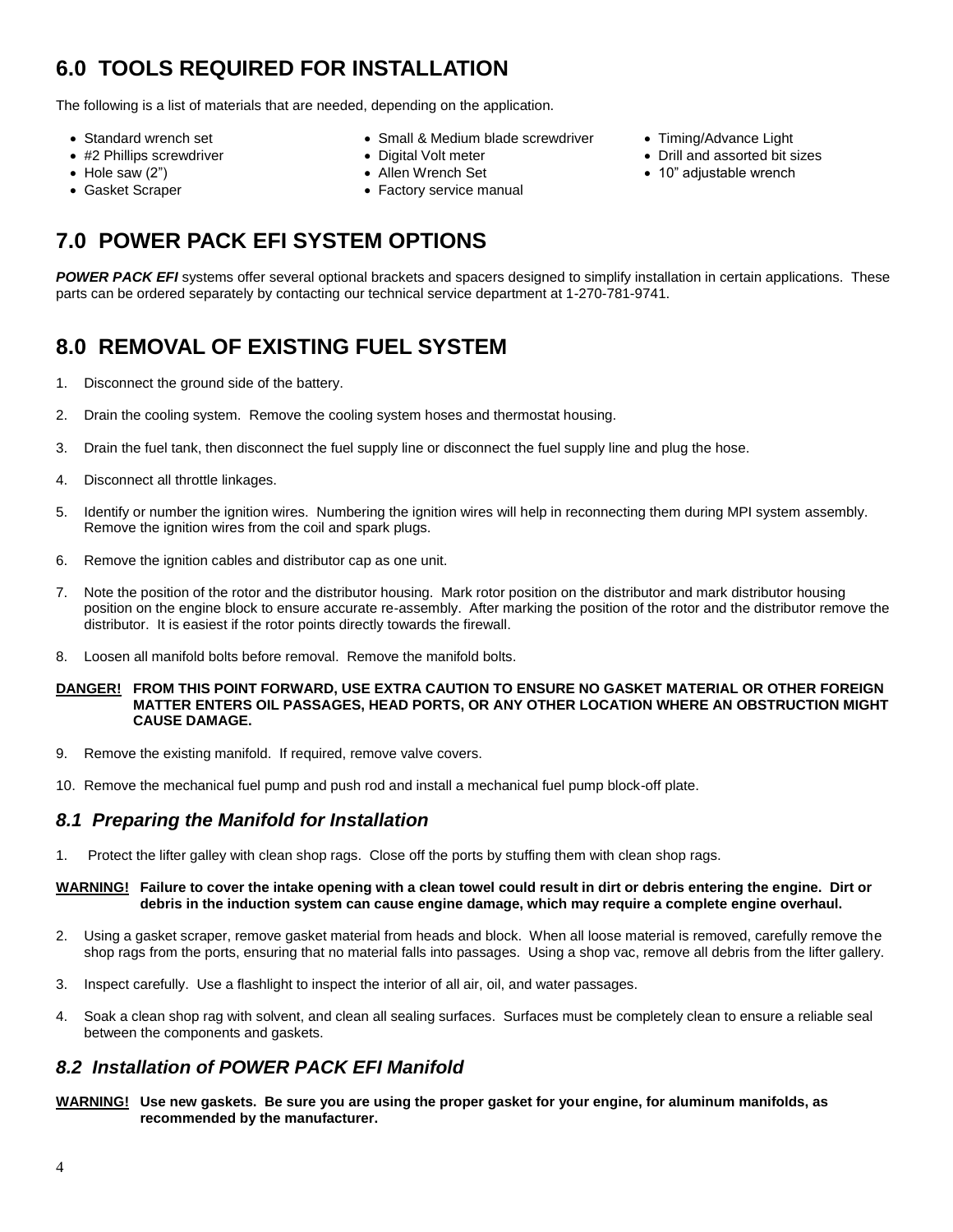## 6.0 TOOLS REQUIRED FOR INSTALLATION

The following is a list of materials that are needed, depending on the application.

- Standard wrench set
- #2 Phillips screwdriver
- Hole saw (2")
- Gasket Scraper
- Small & Medium blade screwdriver
- Digital Volt meter
- Allen Wrench Set
- Factory service manual
- Timing/Advance Light
- Drill and assorted bit sizes
- 10" adjustable wrench

## 7.0 POWER PACK EFI SYSTEM OPTIONS

***POWER PACK EFI*** systems offer several optional brackets and spacers designed to simplify installation in certain applications. These parts can be ordered separately by contacting our technical service department at 1-270-781-9741.

## 8.0 REMOVAL OF EXISTING FUEL SYSTEM

1. Disconnect the ground side of the battery.
2. Drain the cooling system. Remove the cooling system hoses and thermostat housing.
3. Drain the fuel tank, then disconnect the fuel supply line or disconnect the fuel supply line and plug the hose.
4. Disconnect all throttle linkages.
5. Identify or number the ignition wires. Numbering the ignition wires will help in reconnecting them during MPI system assembly. Remove the ignition wires from the coil and spark plugs.
6. Remove the ignition cables and distributor cap as one unit.
7. Note the position of the rotor and the distributor housing. Mark rotor position on the distributor and mark distributor housing position on the engine block to ensure accurate re-assembly. After marking the position of the rotor and the distributor remove the distributor. It is easiest if the rotor points directly towards the firewall.
8. Loosen all manifold bolts before removal. Remove the manifold bolts.

**DANGER! FROM THIS POINT FORWARD, USE EXTRA CAUTION TO ENSURE NO GASKET MATERIAL OR OTHER FOREIGN MATTER ENTERS OIL PASSAGES, HEAD PORTS, OR ANY OTHER LOCATION WHERE AN OBSTRUCTION MIGHT CAUSE DAMAGE.**

9. Remove the existing manifold. If required, remove valve covers.
10. Remove the mechanical fuel pump and push rod and install a mechanical fuel pump block-off plate.

### *8.1 Preparing the Manifold for Installation*

1. Protect the lifter galley with clean shop rags. Close off the ports by stuffing them with clean shop rags.

**WARNING! Failure to cover the intake opening with a clean towel could result in dirt or debris entering the engine. Dirt or debris in the induction system can cause engine damage, which may require a complete engine overhaul.**

2. Using a gasket scraper, remove gasket material from heads and block. When all loose material is removed, carefully remove the shop rags from the ports, ensuring that no material falls into passages. Using a shop vac, remove all debris from the lifter gallery.
3. Inspect carefully. Use a flashlight to inspect the interior of all air, oil, and water passages.
4. Soak a clean shop rag with solvent, and clean all sealing surfaces. Surfaces must be completely clean to ensure a reliable seal between the components and gaskets.

### *8.2 Installation of POWER PACK EFI Manifold*

**WARNING! Use new gaskets. Be sure you are using the proper gasket for your engine, for aluminum manifolds, as recommended by the manufacturer.**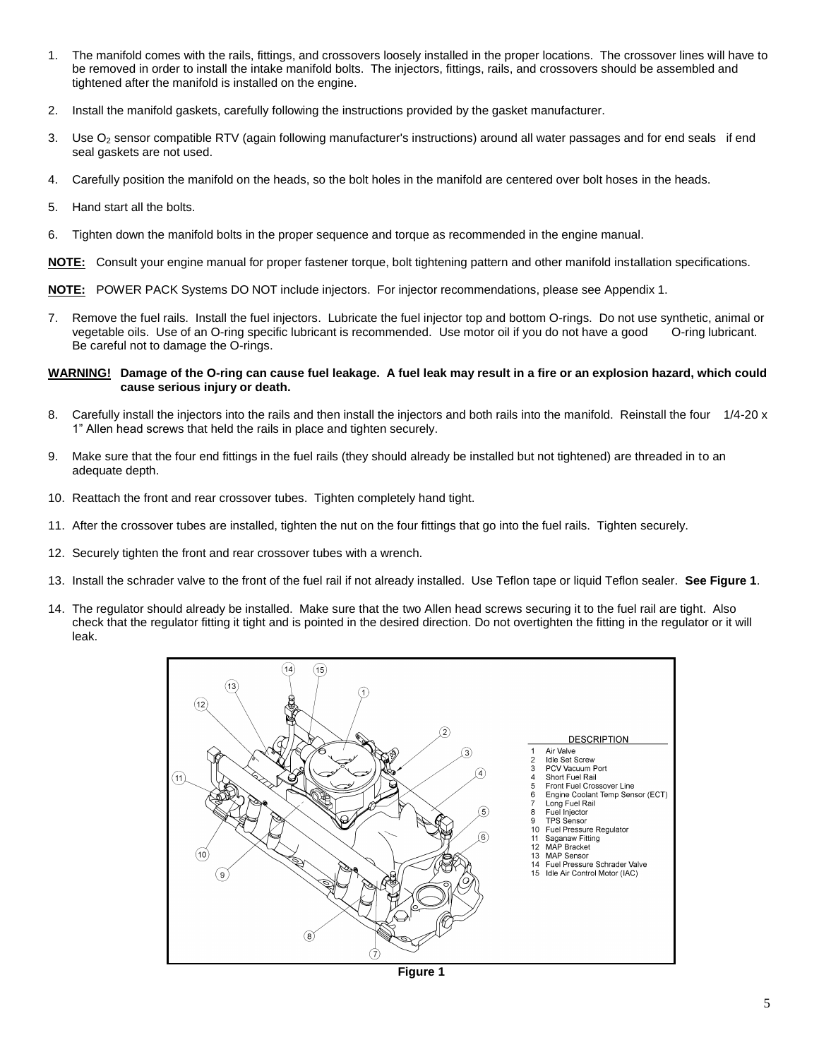1. The manifold comes with the rails, fittings, and crossovers loosely installed in the proper locations. The crossover lines will have to be removed in order to install the intake manifold bolts. The injectors, fittings, rails, and crossovers should be assembled and tightened after the manifold is installed on the engine.

2. Install the manifold gaskets, carefully following the instructions provided by the gasket manufacturer.

3. Use $O_2$ sensor compatible RTV (again following manufacturer's instructions) around all water passages and for end seals if end seal gaskets are not used.

4. Carefully position the manifold on the heads, so the bolt holes in the manifold are centered over bolt hoses in the heads.

5. Hand start all the bolts.

6. Tighten down the manifold bolts in the proper sequence and torque as recommended in the engine manual.

**NOTE:** Consult your engine manual for proper fastener torque, bolt tightening pattern and other manifold installation specifications.

**NOTE:** POWER PACK Systems DO NOT include injectors. For injector recommendations, please see Appendix 1.

7. Remove the fuel rails. Install the fuel injectors. Lubricate the fuel injector top and bottom O-rings. Do not use synthetic, animal or vegetable oils. Use of an O-ring specific lubricant is recommended. Use motor oil if you do not have a good O-ring lubricant. Be careful not to damage the O-rings.

**WARNING! Damage of the O-ring can cause fuel leakage. A fuel leak may result in a fire or an explosion hazard, which could cause serious injury or death.**

8. Carefully install the injectors into the rails and then install the injectors and both rails into the manifold. Reinstall the four 1/4-20 x 1" Allen head screws that held the rails in place and tighten securely.

9. Make sure that the four end fittings in the fuel rails (they should already be installed but not tightened) are threaded in to an adequate depth.

10. Reattach the front and rear crossover tubes. Tighten completely hand tight.

11. After the crossover tubes are installed, tighten the nut on the four fittings that go into the fuel rails. Tighten securely.

12. Securely tighten the front and rear crossover tubes with a wrench.

13. Install the schrader valve to the front of the fuel rail if not already installed. Use Teflon tape or liquid Teflon sealer. **See Figure 1**.

14. The regulator should already be installed. Make sure that the two Allen head screws securing it to the fuel rail are tight. Also check that the regulator fitting it tight and is pointed in the desired direction. Do not overtighten the fitting in the regulator or it will leak.

DESCRIPTION

1. Air Valve
2. Idle Set Screw
3. PCV Vacuum Port
4. Short Fuel Rail
5. Front Fuel Crossover Line
6. Engine Coolant Temp Sensor (ECT)
7. Long Fuel Rail
8. Fuel Injector
9. TPS Sensor
10. Fuel Pressure Regulator
11. Saganaw Fitting
12. MAP Bracket
13. MAP Sensor
14. Fuel Pressure Schrader Valve
15. Idle Air Control Motor (IAC)

**Figure 1**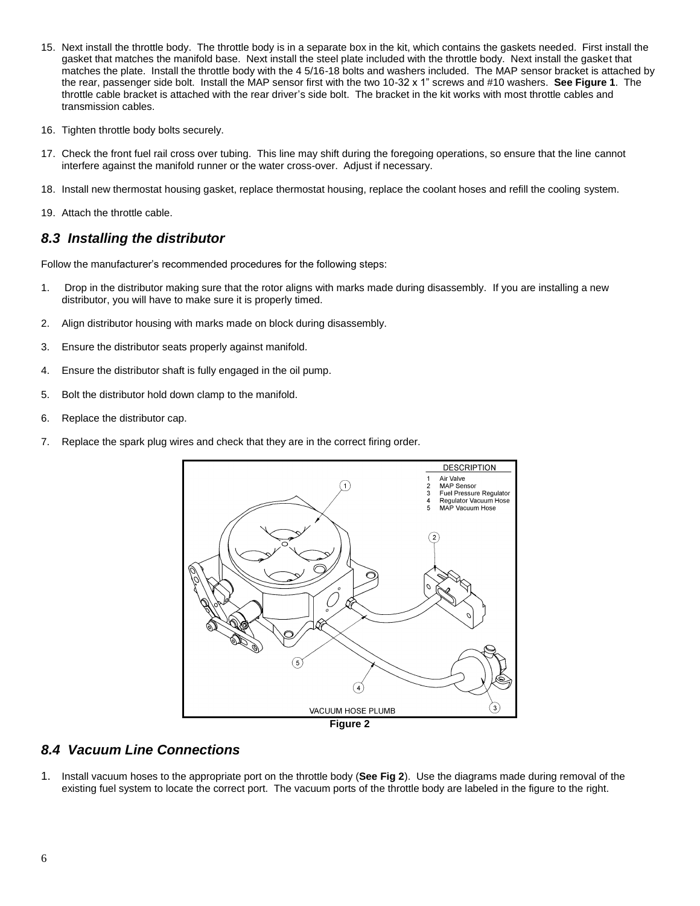15. Next install the throttle body. The throttle body is in a separate box in the kit, which contains the gaskets needed. First install the gasket that matches the manifold base. Next install the steel plate included with the throttle body. Next install the gasket that matches the plate. Install the throttle body with the 4 5/16-18 bolts and washers included. The MAP sensor bracket is attached by the rear, passenger side bolt. Install the MAP sensor first with the two 10-32 x 1" screws and #10 washers. **See Figure 1**. The throttle cable bracket is attached with the rear driver's side bolt. The bracket in the kit works with most throttle cables and transmission cables.

16. Tighten throttle body bolts securely.

17. Check the front fuel rail cross over tubing. This line may shift during the foregoing operations, so ensure that the line cannot interfere against the manifold runner or the water cross-over. Adjust if necessary.

18. Install new thermostat housing gasket, replace thermostat housing, replace the coolant hoses and refill the cooling system.

19. Attach the throttle cable.

## *8.3 Installing the distributor*

Follow the manufacturer's recommended procedures for the following steps:

1. Drop in the distributor making sure that the rotor aligns with marks made during disassembly. If you are installing a new distributor, you will have to make sure it is properly timed.

2. Align distributor housing with marks made on block during disassembly.

3. Ensure the distributor seats properly against manifold.

4. Ensure the distributor shaft is fully engaged in the oil pump.

5. Bolt the distributor hold down clamp to the manifold.

6. Replace the distributor cap.

7. Replace the spark plug wires and check that they are in the correct firing order.

| DESCRIPTION | |
|---|---|
| 1 | Air Valve |
| 2 | MAP Sensor |
| 3 | Fuel Pressure Regulator |
| 4 | Regulator Vacuum Hose |
| 5 | MAP Vacuum Hose |

VACUUM HOSE PLUMB

**Figure 2**

## *8.4 Vacuum Line Connections*

1. Install vacuum hoses to the appropriate port on the throttle body (**See Fig 2**). Use the diagrams made during removal of the existing fuel system to locate the correct port. The vacuum ports of the throttle body are labeled in the figure to the right.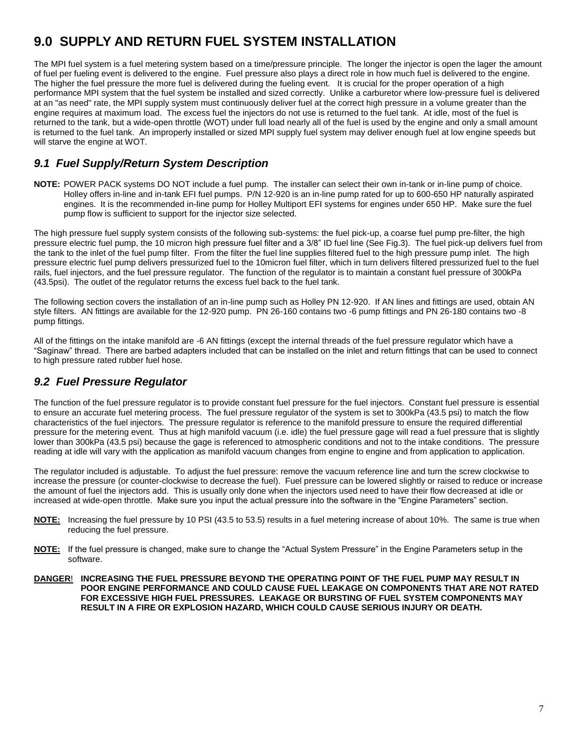# 9.0 SUPPLY AND RETURN FUEL SYSTEM INSTALLATION

The MPI fuel system is a fuel metering system based on a time/pressure principle. The longer the injector is open the lager the amount of fuel per fueling event is delivered to the engine. Fuel pressure also plays a direct role in how much fuel is delivered to the engine. The higher the fuel pressure the more fuel is delivered during the fueling event. It is crucial for the proper operation of a high performance MPI system that the fuel system be installed and sized correctly. Unlike a carburetor where low-pressure fuel is delivered at an "as need" rate, the MPI supply system must continuously deliver fuel at the correct high pressure in a volume greater than the engine requires at maximum load. The excess fuel the injectors do not use is returned to the fuel tank. At idle, most of the fuel is returned to the tank, but a wide-open throttle (WOT) under full load nearly all of the fuel is used by the engine and only a small amount is returned to the fuel tank. An improperly installed or sized MPI supply fuel system may deliver enough fuel at low engine speeds but will starve the engine at WOT.

## *9.1 Fuel Supply/Return System Description*

**NOTE:** POWER PACK systems DO NOT include a fuel pump. The installer can select their own in-tank or in-line pump of choice. Holley offers in-line and in-tank EFI fuel pumps. P/N 12-920 is an in-line pump rated for up to 600-650 HP naturally aspirated engines. It is the recommended in-line pump for Holley Multiport EFI systems for engines under 650 HP. Make sure the fuel pump flow is sufficient to support for the injector size selected.

The high pressure fuel supply system consists of the following sub-systems: the fuel pick-up, a coarse fuel pump pre-filter, the high pressure electric fuel pump, the 10 micron high pressure fuel filter and a 3/8" ID fuel line (See Fig.3). The fuel pick-up delivers fuel from the tank to the inlet of the fuel pump filter. From the filter the fuel line supplies filtered fuel to the high pressure pump inlet. The high pressure electric fuel pump delivers pressurized fuel to the 10micron fuel filter, which in turn delivers filtered pressurized fuel to the fuel rails, fuel injectors, and the fuel pressure regulator. The function of the regulator is to maintain a constant fuel pressure of 300kPa (43.5psi). The outlet of the regulator returns the excess fuel back to the fuel tank.

The following section covers the installation of an in-line pump such as Holley PN 12-920. If AN lines and fittings are used, obtain AN style filters. AN fittings are available for the 12-920 pump. PN 26-160 contains two -6 pump fittings and PN 26-180 contains two -8 pump fittings.

All of the fittings on the intake manifold are -6 AN fittings (except the internal threads of the fuel pressure regulator which have a "Saginaw" thread. There are barbed adapters included that can be installed on the inlet and return fittings that can be used to connect to high pressure rated rubber fuel hose.

## *9.2 Fuel Pressure Regulator*

The function of the fuel pressure regulator is to provide constant fuel pressure for the fuel injectors. Constant fuel pressure is essential to ensure an accurate fuel metering process. The fuel pressure regulator of the system is set to 300kPa (43.5 psi) to match the flow characteristics of the fuel injectors. The pressure regulator is reference to the manifold pressure to ensure the required differential pressure for the metering event. Thus at high manifold vacuum (i.e. idle) the fuel pressure gage will read a fuel pressure that is slightly lower than 300kPa (43.5 psi) because the gage is referenced to atmospheric conditions and not to the intake conditions. The pressure reading at idle will vary with the application as manifold vacuum changes from engine to engine and from application to application.

The regulator included is adjustable. To adjust the fuel pressure: remove the vacuum reference line and turn the screw clockwise to increase the pressure (or counter-clockwise to decrease the fuel). Fuel pressure can be lowered slightly or raised to reduce or increase the amount of fuel the injectors add. This is usually only done when the injectors used need to have their flow decreased at idle or increased at wide-open throttle. Make sure you input the actual pressure into the software in the "Engine Parameters" section.

**NOTE:** Increasing the fuel pressure by 10 PSI (43.5 to 53.5) results in a fuel metering increase of about 10%. The same is true when reducing the fuel pressure.

**NOTE:** If the fuel pressure is changed, make sure to change the "Actual System Pressure" in the Engine Parameters setup in the software.

**DANGER! INCREASING THE FUEL PRESSURE BEYOND THE OPERATING POINT OF THE FUEL PUMP MAY RESULT IN POOR ENGINE PERFORMANCE AND COULD CAUSE FUEL LEAKAGE ON COMPONENTS THAT ARE NOT RATED FOR EXCESSIVE HIGH FUEL PRESSURES. LEAKAGE OR BURSTING OF FUEL SYSTEM COMPONENTS MAY RESULT IN A FIRE OR EXPLOSION HAZARD, WHICH COULD CAUSE SERIOUS INJURY OR DEATH.**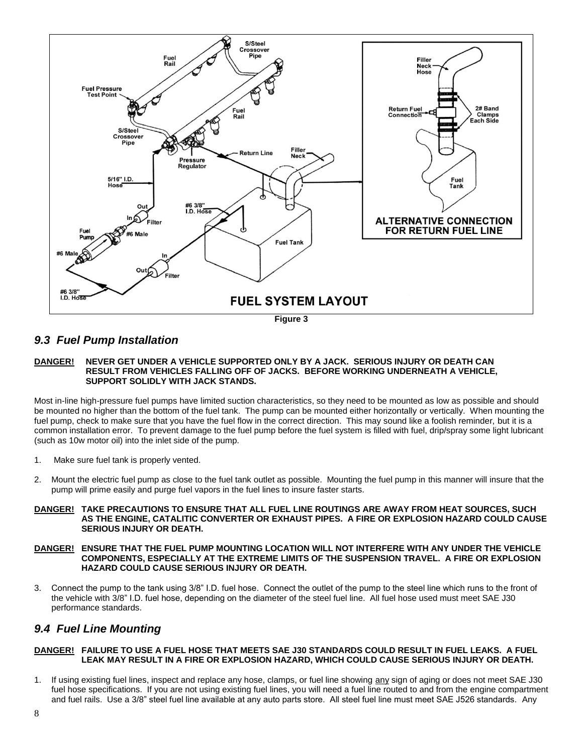Figure 3

## *9.3 Fuel Pump Installation*

**DANGER! NEVER GET UNDER A VEHICLE SUPPORTED ONLY BY A JACK. SERIOUS INJURY OR DEATH CAN RESULT FROM VEHICLES FALLING OFF OF JACKS. BEFORE WORKING UNDERNEATH A VEHICLE, SUPPORT SOLIDLY WITH JACK STANDS.**

Most in-line high-pressure fuel pumps have limited suction characteristics, so they need to be mounted as low as possible and should be mounted no higher than the bottom of the fuel tank. The pump can be mounted either horizontally or vertically. When mounting the fuel pump, check to make sure that you have the fuel flow in the correct direction. This may sound like a foolish reminder, but it is a common installation error. To prevent damage to the fuel pump before the fuel system is filled with fuel, drip/spray some light lubricant (such as 10w motor oil) into the inlet side of the pump.

1. Make sure fuel tank is properly vented.

2. Mount the electric fuel pump as close to the fuel tank outlet as possible. Mounting the fuel pump in this manner will insure that the pump will prime easily and purge fuel vapors in the fuel lines to insure faster starts.

**DANGER! TAKE PRECAUTIONS TO ENSURE THAT ALL FUEL LINE ROUTINGS ARE AWAY FROM HEAT SOURCES, SUCH AS THE ENGINE, CATALITIC CONVERTER OR EXHAUST PIPES. A FIRE OR EXPLOSION HAZARD COULD CAUSE SERIOUS INJURY OR DEATH.**

**DANGER! ENSURE THAT THE FUEL PUMP MOUNTING LOCATION WILL NOT INTERFERE WITH ANY UNDER THE VEHICLE COMPONENTS, ESPECIALLY AT THE EXTREME LIMITS OF THE SUSPENSION TRAVEL. A FIRE OR EXPLOSION HAZARD COULD CAUSE SERIOUS INJURY OR DEATH.**

3. Connect the pump to the tank using 3/8" I.D. fuel hose. Connect the outlet of the pump to the steel line which runs to the front of the vehicle with 3/8" I.D. fuel hose, depending on the diameter of the steel fuel line. All fuel hose used must meet SAE J30 performance standards.

## *9.4 Fuel Line Mounting*

**DANGER! FAILURE TO USE A FUEL HOSE THAT MEETS SAE J30 STANDARDS COULD RESULT IN FUEL LEAKS. A FUEL LEAK MAY RESULT IN A FIRE OR EXPLOSION HAZARD, WHICH COULD CAUSE SERIOUS INJURY OR DEATH.**

1. If using existing fuel lines, inspect and replace any hose, clamps, or fuel line showing <u>any</u> sign of aging or does not meet SAE J30 fuel hose specifications. If you are not using existing fuel lines, you will need a fuel line routed to and from the engine compartment and fuel rails. Use a 3/8" steel fuel line available at any auto parts store. All steel fuel line must meet SAE J526 standards. Any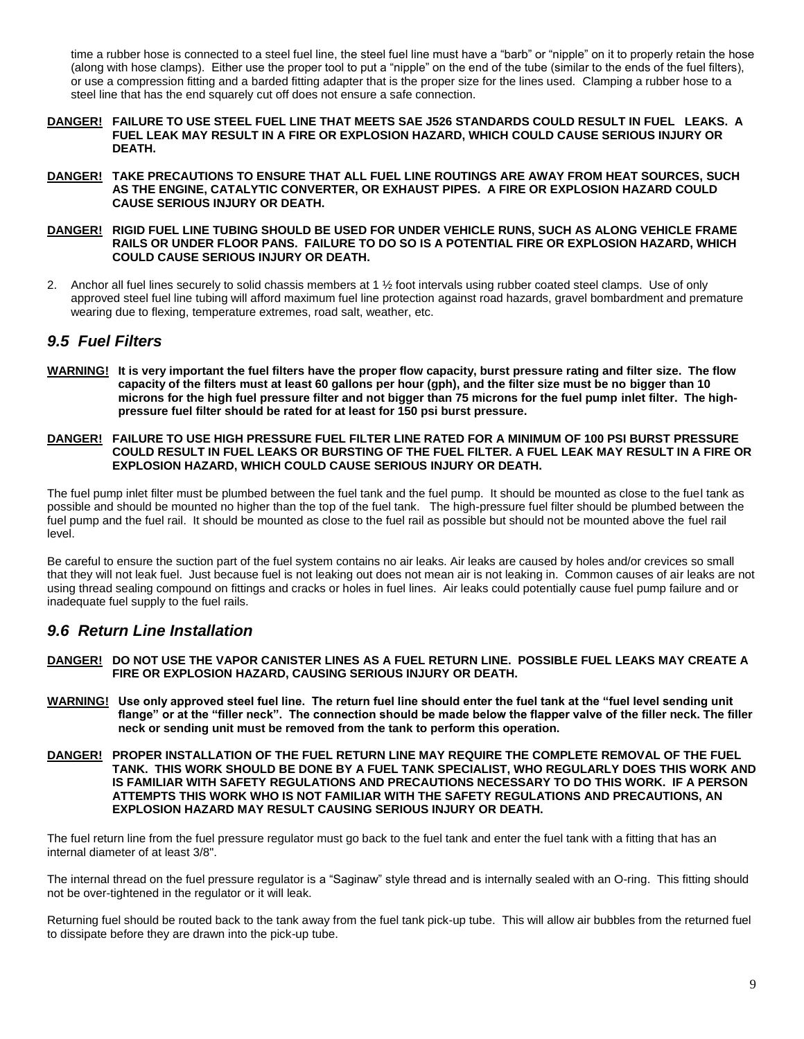time a rubber hose is connected to a steel fuel line, the steel fuel line must have a "barb" or "nipple" on it to properly retain the hose (along with hose clamps). Either use the proper tool to put a "nipple" on the end of the tube (similar to the ends of the fuel filters), or use a compression fitting and a barded fitting adapter that is the proper size for the lines used. Clamping a rubber hose to a steel line that has the end squarely cut off does not ensure a safe connection.

**DANGER! FAILURE TO USE STEEL FUEL LINE THAT MEETS SAE J526 STANDARDS COULD RESULT IN FUEL LEAKS. A FUEL LEAK MAY RESULT IN A FIRE OR EXPLOSION HAZARD, WHICH COULD CAUSE SERIOUS INJURY OR DEATH.**

**DANGER! TAKE PRECAUTIONS TO ENSURE THAT ALL FUEL LINE ROUTINGS ARE AWAY FROM HEAT SOURCES, SUCH AS THE ENGINE, CATALYTIC CONVERTER, OR EXHAUST PIPES. A FIRE OR EXPLOSION HAZARD COULD CAUSE SERIOUS INJURY OR DEATH.**

**DANGER! RIGID FUEL LINE TUBING SHOULD BE USED FOR UNDER VEHICLE RUNS, SUCH AS ALONG VEHICLE FRAME RAILS OR UNDER FLOOR PANS. FAILURE TO DO SO IS A POTENTIAL FIRE OR EXPLOSION HAZARD, WHICH COULD CAUSE SERIOUS INJURY OR DEATH.**

2. Anchor all fuel lines securely to solid chassis members at 1 ½ foot intervals using rubber coated steel clamps. Use of only approved steel fuel line tubing will afford maximum fuel line protection against road hazards, gravel bombardment and premature wearing due to flexing, temperature extremes, road salt, weather, etc.

## *9.5 Fuel Filters*

**WARNING! It is very important the fuel filters have the proper flow capacity, burst pressure rating and filter size. The flow capacity of the filters must at least 60 gallons per hour (gph), and the filter size must be no bigger than 10 microns for the high fuel pressure filter and not bigger than 75 microns for the fuel pump inlet filter. The high-pressure fuel filter should be rated for at least for 150 psi burst pressure.**

**DANGER! FAILURE TO USE HIGH PRESSURE FUEL FILTER LINE RATED FOR A MINIMUM OF 100 PSI BURST PRESSURE COULD RESULT IN FUEL LEAKS OR BURSTING OF THE FUEL FILTER. A FUEL LEAK MAY RESULT IN A FIRE OR EXPLOSION HAZARD, WHICH COULD CAUSE SERIOUS INJURY OR DEATH.**

The fuel pump inlet filter must be plumbed between the fuel tank and the fuel pump. It should be mounted as close to the fuel tank as possible and should be mounted no higher than the top of the fuel tank. The high-pressure fuel filter should be plumbed between the fuel pump and the fuel rail. It should be mounted as close to the fuel rail as possible but should not be mounted above the fuel rail level.

Be careful to ensure the suction part of the fuel system contains no air leaks. Air leaks are caused by holes and/or crevices so small that they will not leak fuel. Just because fuel is not leaking out does not mean air is not leaking in. Common causes of air leaks are not using thread sealing compound on fittings and cracks or holes in fuel lines. Air leaks could potentially cause fuel pump failure and or inadequate fuel supply to the fuel rails.

## *9.6 Return Line Installation*

**DANGER! DO NOT USE THE VAPOR CANISTER LINES AS A FUEL RETURN LINE. POSSIBLE FUEL LEAKS MAY CREATE A FIRE OR EXPLOSION HAZARD, CAUSING SERIOUS INJURY OR DEATH.**

**WARNING! Use only approved steel fuel line. The return fuel line should enter the fuel tank at the "fuel level sending unit flange" or at the "filler neck". The connection should be made below the flapper valve of the filler neck. The filler neck or sending unit must be removed from the tank to perform this operation.**

**DANGER! PROPER INSTALLATION OF THE FUEL RETURN LINE MAY REQUIRE THE COMPLETE REMOVAL OF THE FUEL TANK. THIS WORK SHOULD BE DONE BY A FUEL TANK SPECIALIST, WHO REGULARLY DOES THIS WORK AND IS FAMILIAR WITH SAFETY REGULATIONS AND PRECAUTIONS NECESSARY TO DO THIS WORK. IF A PERSON ATTEMPTS THIS WORK WHO IS NOT FAMILIAR WITH THE SAFETY REGULATIONS AND PRECAUTIONS, AN EXPLOSION HAZARD MAY RESULT CAUSING SERIOUS INJURY OR DEATH.**

The fuel return line from the fuel pressure regulator must go back to the fuel tank and enter the fuel tank with a fitting that has an internal diameter of at least 3/8".

The internal thread on the fuel pressure regulator is a "Saginaw" style thread and is internally sealed with an O-ring. This fitting should not be over-tightened in the regulator or it will leak.

Returning fuel should be routed back to the tank away from the fuel tank pick-up tube. This will allow air bubbles from the returned fuel to dissipate before they are drawn into the pick-up tube.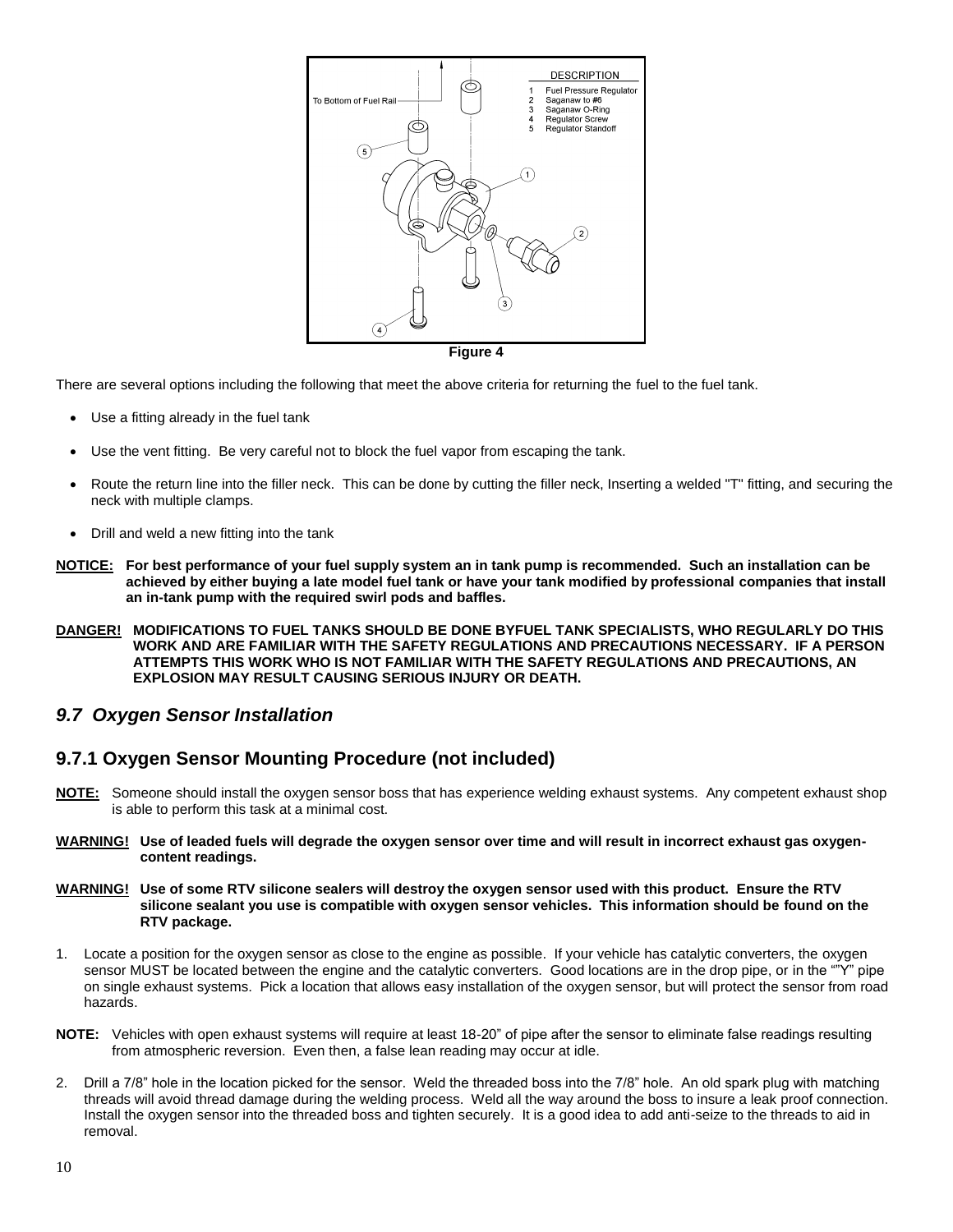DESCRIPTION

1 Fuel Pressure Regulator
2 Saganaw to #6
3 Saganaw O-Ring
4 Regulator Screw
5 Regulator Standoff

To Bottom of Fuel Rail

**Figure 4**

There are several options including the following that meet the above criteria for returning the fuel to the fuel tank.

- Use a fitting already in the fuel tank
- Use the vent fitting. Be very careful not to block the fuel vapor from escaping the tank.
- Route the return line into the filler neck. This can be done by cutting the filler neck, Inserting a welded "T" fitting, and securing the neck with multiple clamps.
- Drill and weld a new fitting into the tank

**NOTICE: For best performance of your fuel supply system an in tank pump is recommended. Such an installation can be achieved by either buying a late model fuel tank or have your tank modified by professional companies that install an in-tank pump with the required swirl pods and baffles.**

**DANGER! MODIFICATIONS TO FUEL TANKS SHOULD BE DONE BYFUEL TANK SPECIALISTS, WHO REGULARLY DO THIS WORK AND ARE FAMILIAR WITH THE SAFETY REGULATIONS AND PRECAUTIONS NECESSARY. IF A PERSON ATTEMPTS THIS WORK WHO IS NOT FAMILIAR WITH THE SAFETY REGULATIONS AND PRECAUTIONS, AN EXPLOSION MAY RESULT CAUSING SERIOUS INJURY OR DEATH.**

## *9.7 Oxygen Sensor Installation*

### 9.7.1 Oxygen Sensor Mounting Procedure (not included)

**NOTE:** Someone should install the oxygen sensor boss that has experience welding exhaust systems. Any competent exhaust shop is able to perform this task at a minimal cost.

**WARNING! Use of leaded fuels will degrade the oxygen sensor over time and will result in incorrect exhaust gas oxygen-content readings.**

**WARNING! Use of some RTV silicone sealers will destroy the oxygen sensor used with this product. Ensure the RTV silicone sealant you use is compatible with oxygen sensor vehicles. This information should be found on the RTV package.**

1. Locate a position for the oxygen sensor as close to the engine as possible. If your vehicle has catalytic converters, the oxygen sensor MUST be located between the engine and the catalytic converters. Good locations are in the drop pipe, or in the “”Y” pipe on single exhaust systems. Pick a location that allows easy installation of the oxygen sensor, but will protect the sensor from road hazards.

**NOTE:** Vehicles with open exhaust systems will require at least 18-20” of pipe after the sensor to eliminate false readings resulting from atmospheric reversion. Even then, a false lean reading may occur at idle.

2. Drill a 7/8” hole in the location picked for the sensor. Weld the threaded boss into the 7/8” hole. An old spark plug with matching threads will avoid thread damage during the welding process. Weld all the way around the boss to insure a leak proof connection. Install the oxygen sensor into the threaded boss and tighten securely. It is a good idea to add anti-seize to the threads to aid in removal.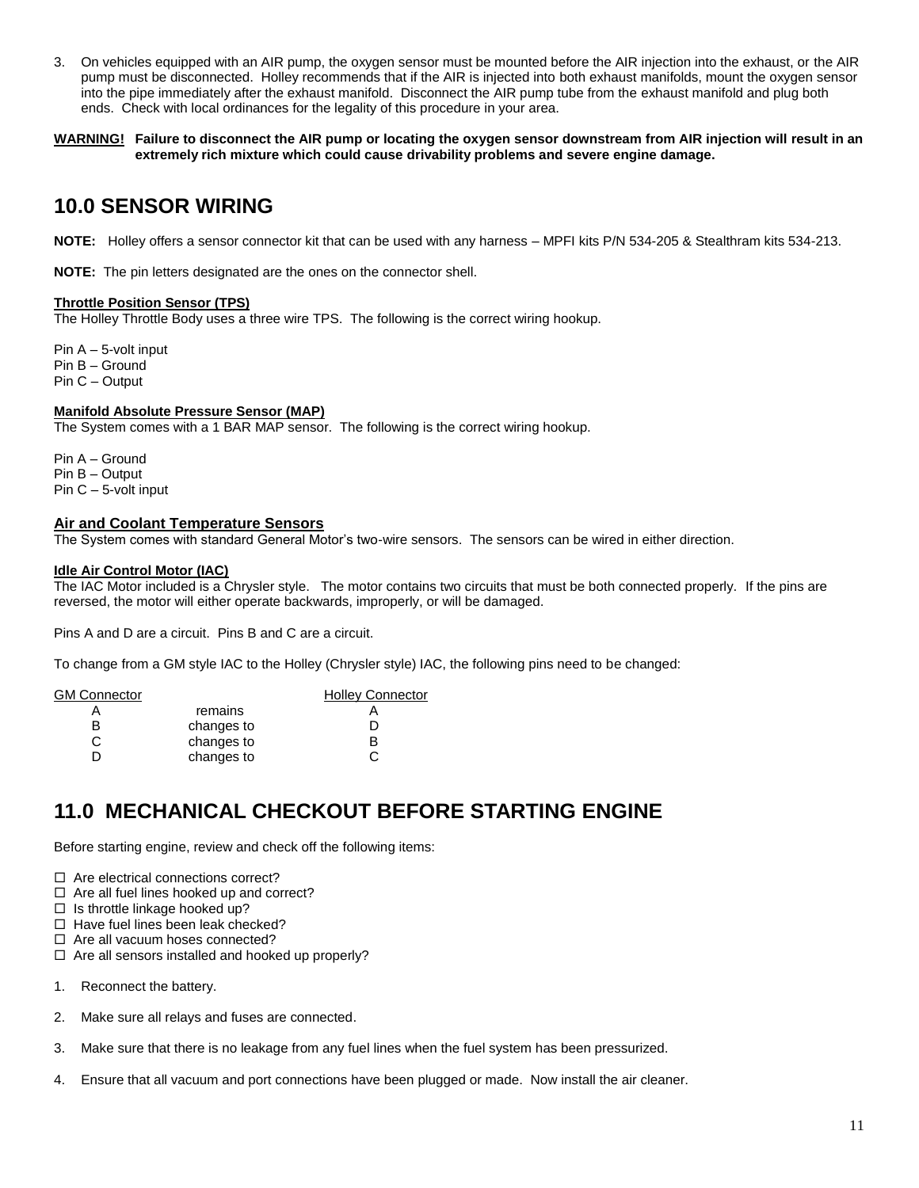3. On vehicles equipped with an AIR pump, the oxygen sensor must be mounted before the AIR injection into the exhaust, or the AIR pump must be disconnected. Holley recommends that if the AIR is injected into both exhaust manifolds, mount the oxygen sensor into the pipe immediately after the exhaust manifold. Disconnect the AIR pump tube from the exhaust manifold and plug both ends. Check with local ordinances for the legality of this procedure in your area.

**WARNING! Failure to disconnect the AIR pump or locating the oxygen sensor downstream from AIR injection will result in an extremely rich mixture which could cause drivability problems and severe engine damage.**

## 10.0 SENSOR WIRING

**NOTE:** Holley offers a sensor connector kit that can be used with any harness – MPFI kits P/N 534-205 & Stealthram kits 534-213.

**NOTE:** The pin letters designated are the ones on the connector shell.

#### Throttle Position Sensor (TPS)

The Holley Throttle Body uses a three wire TPS. The following is the correct wiring hookup.

Pin A – 5-volt input
Pin B – Ground
Pin C – Output

#### Manifold Absolute Pressure Sensor (MAP)

The System comes with a 1 BAR MAP sensor. The following is the correct wiring hookup.

Pin A – Ground
Pin B – Output
Pin C – 5-volt input

#### Air and Coolant Temperature Sensors

The System comes with standard General Motor's two-wire sensors. The sensors can be wired in either direction.

#### Idle Air Control Motor (IAC)

The IAC Motor included is a Chrysler style. The motor contains two circuits that must be both connected properly. If the pins are reversed, the motor will either operate backwards, improperly, or will be damaged.

Pins A and D are a circuit. Pins B and C are a circuit.

To change from a GM style IAC to the Holley (Chrysler style) IAC, the following pins need to be changed:

| GM Connector | | Holley Connector |
|---|---|---|
| A | remains | A |
| B | changes to | D |
| C | changes to | B |
| D | changes to | C |

## 11.0 MECHANICAL CHECKOUT BEFORE STARTING ENGINE

Before starting engine, review and check off the following items:

- ☐ Are electrical connections correct?
- ☐ Are all fuel lines hooked up and correct?
- ☐ Is throttle linkage hooked up?
- ☐ Have fuel lines been leak checked?
- ☐ Are all vacuum hoses connected?
- ☐ Are all sensors installed and hooked up properly?

1. Reconnect the battery.

2. Make sure all relays and fuses are connected.

3. Make sure that there is no leakage from any fuel lines when the fuel system has been pressurized.

4. Ensure that all vacuum and port connections have been plugged or made. Now install the air cleaner.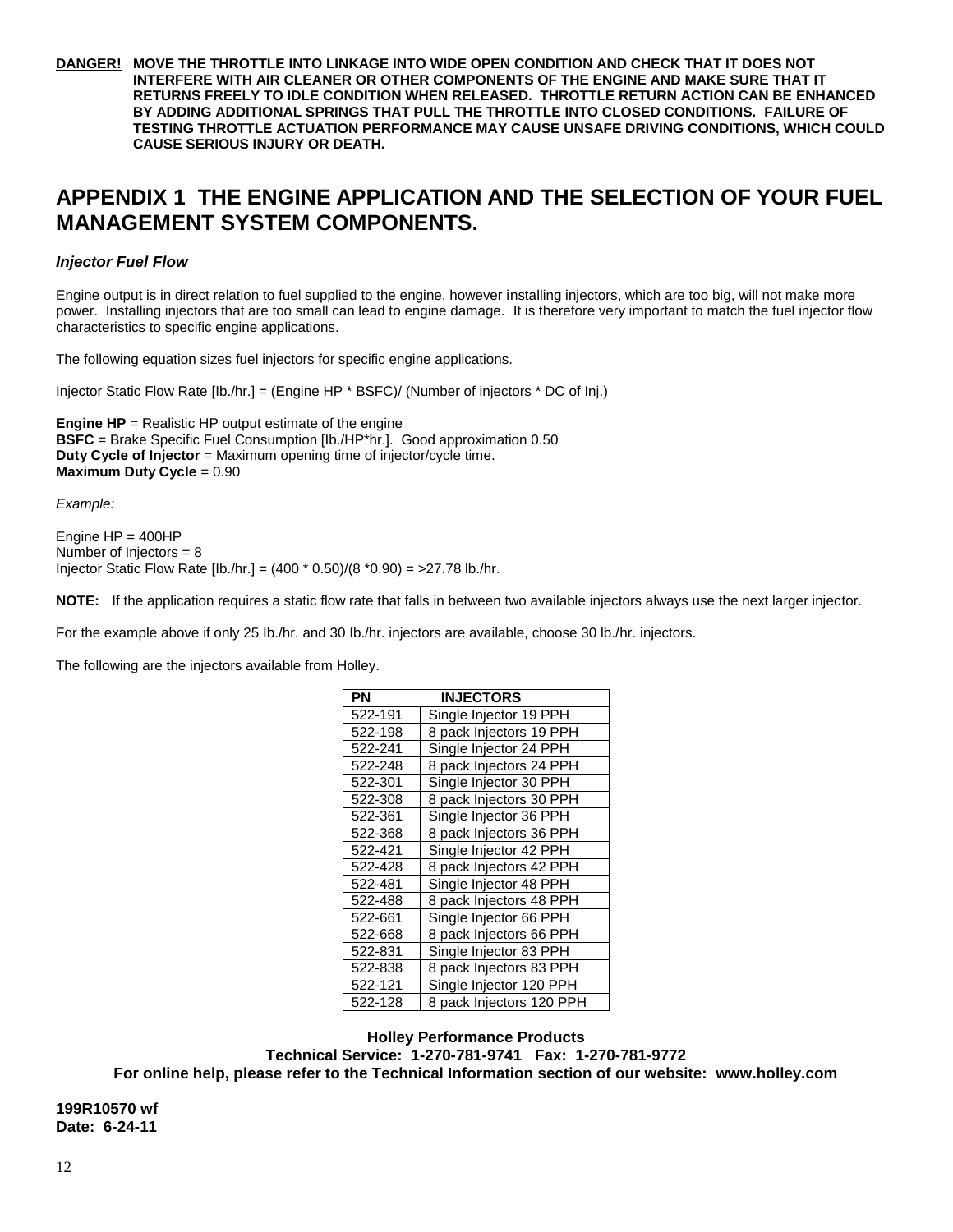**DANGER!** **MOVE THE THROTTLE INTO LINKAGE INTO WIDE OPEN CONDITION AND CHECK THAT IT DOES NOT INTERFERE WITH AIR CLEANER OR OTHER COMPONENTS OF THE ENGINE AND MAKE SURE THAT IT RETURNS FREELY TO IDLE CONDITION WHEN RELEASED. THROTTLE RETURN ACTION CAN BE ENHANCED BY ADDING ADDITIONAL SPRINGS THAT PULL THE THROTTLE INTO CLOSED CONDITIONS. FAILURE OF TESTING THROTTLE ACTUATION PERFORMANCE MAY CAUSE UNSAFE DRIVING CONDITIONS, WHICH COULD CAUSE SERIOUS INJURY OR DEATH.**

# APPENDIX 1 THE ENGINE APPLICATION AND THE SELECTION OF YOUR FUEL MANAGEMENT SYSTEM COMPONENTS.

### *Injector Fuel Flow*

Engine output is in direct relation to fuel supplied to the engine, however installing injectors, which are too big, will not make more power. Installing injectors that are too small can lead to engine damage. It is therefore very important to match the fuel injector flow characteristics to specific engine applications.

The following equation sizes fuel injectors for specific engine applications.

Injector Static Flow Rate [lb./hr.] = (Engine HP * BSFC)/ (Number of injectors * DC of Inj.)

**Engine HP** = Realistic HP output estimate of the engine
**BSFC** = Brake Specific Fuel Consumption [lb./HP*hr.]. Good approximation 0.50
**Duty Cycle of Injector** = Maximum opening time of injector/cycle time.
**Maximum Duty Cycle** = 0.90

*Example:*

Engine HP = 400HP
Number of Injectors = 8
Injector Static Flow Rate [lb./hr.] = (400 * 0.50)/(8 *0.90) = >27.78 lb./hr.

**NOTE:** If the application requires a static flow rate that falls in between two available injectors always use the next larger injector.

For the example above if only 25 lb./hr. and 30 lb./hr. injectors are available, choose 30 lb./hr. injectors.

The following are the injectors available from Holley.

| PN | INJECTORS |
|---|---|
| 522-191 | Single Injector 19 PPH |
| 522-198 | 8 pack Injectors 19 PPH |
| 522-241 | Single Injector 24 PPH |
| 522-248 | 8 pack Injectors 24 PPH |
| 522-301 | Single Injector 30 PPH |
| 522-308 | 8 pack Injectors 30 PPH |
| 522-361 | Single Injector 36 PPH |
| 522-368 | 8 pack Injectors 36 PPH |
| 522-421 | Single Injector 42 PPH |
| 522-428 | 8 pack Injectors 42 PPH |
| 522-481 | Single Injector 48 PPH |
| 522-488 | 8 pack Injectors 48 PPH |
| 522-661 | Single Injector 66 PPH |
| 522-668 | 8 pack Injectors 66 PPH |
| 522-831 | Single Injector 83 PPH |
| 522-838 | 8 pack Injectors 83 PPH |
| 522-121 | Single Injector 120 PPH |
| 522-128 | 8 pack Injectors 120 PPH |

**Holley Performance Products**
**Technical Service: 1-270-781-9741 Fax: 1-270-781-9772**
**For online help, please refer to the Technical Information section of our website: www.holley.com**

**199R10570 wf**
**Date: 6-24-11**